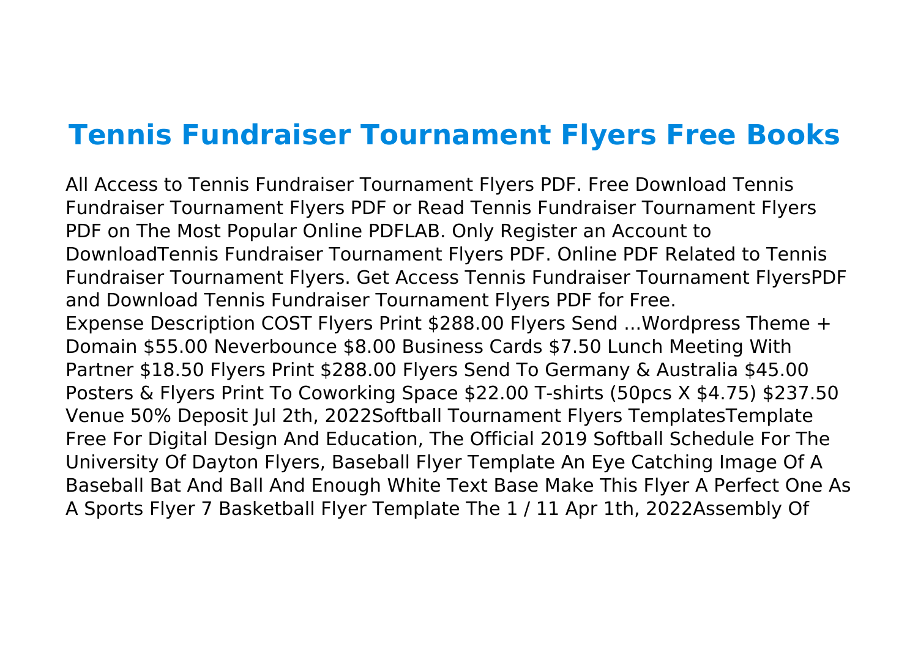# Tennis Fundraiser Tournament Flyers Free Books

All Access to Tennis Fundraiser Tournament Flyers PDF. Free Download Tennis Fundraiser Tournament Flyers PDF or Read Tennis Fundraiser Tournament Flyers PDF on The Most Popular Online PDFLAB. Only Register an Account to DownloadTennis Fundraiser Tournament Flyers PDF. Online PDF Related to Tennis Fundraiser Tournament Flyers. Get Access Tennis Fundraiser Tournament FlyersPDF and Download Tennis Fundraiser Tournament Flyers PDF for Free.

Expense Description COST Flyers Print $288.00 Flyers Send ...Wordpress Theme + Domain $55.00 Neverbounce $8.00 Business Cards $7.50 Lunch Meeting With Partner $18.50 Flyers Print $288.00 Flyers Send To Germany & Australia $45.00 Posters & Flyers Print To Coworking Space $22.00 T-shirts (50pcs X $4.75) $237.50 Venue 50% Deposit Jul 2th, 2022Softball Tournament Flyers TemplatesTemplate Free For Digital Design And Education, The Official 2019 Softball Schedule For The University Of Dayton Flyers, Baseball Flyer Template An Eye Catching Image Of A Baseball Bat And Ball And Enough White Text Base Make This Flyer A Perfect One As A Sports Flyer 7 Basketball Flyer Template The 1 / 11 Apr 1th, 2022Assembly Of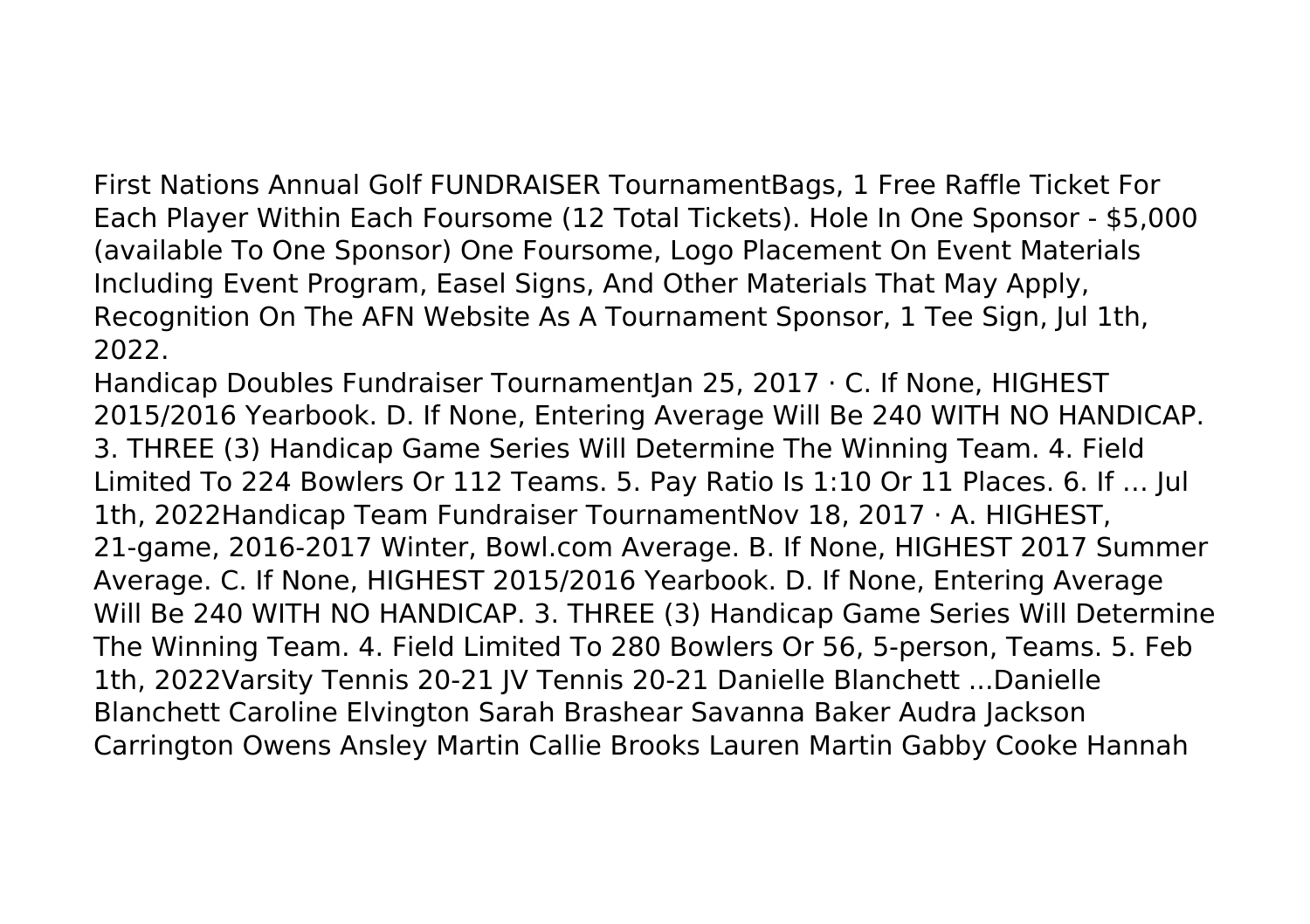First Nations Annual Golf FUNDRAISER TournamentBags, 1 Free Raffle Ticket For Each Player Within Each Foursome (12 Total Tickets). Hole In One Sponsor - $5,000 (available To One Sponsor) One Foursome, Logo Placement On Event Materials Including Event Program, Easel Signs, And Other Materials That May Apply, Recognition On The AFN Website As A Tournament Sponsor, 1 Tee Sign, Jul 1th, 2022.

Handicap Doubles Fundraiser TournamentJan 25, 2017 · C. If None, HIGHEST 2015/2016 Yearbook. D. If None, Entering Average Will Be 240 WITH NO HANDICAP. 3. THREE (3) Handicap Game Series Will Determine The Winning Team. 4. Field Limited To 224 Bowlers Or 112 Teams. 5. Pay Ratio Is 1:10 Or 11 Places. 6. If … Jul 1th, 2022Handicap Team Fundraiser TournamentNov 18, 2017 · A. HIGHEST, 21-game, 2016-2017 Winter, Bowl.com Average. B. If None, HIGHEST 2017 Summer Average. C. If None, HIGHEST 2015/2016 Yearbook. D. If None, Entering Average Will Be 240 WITH NO HANDICAP. 3. THREE (3) Handicap Game Series Will Determine The Winning Team. 4. Field Limited To 280 Bowlers Or 56, 5-person, Teams. 5. Feb 1th, 2022Varsity Tennis 20-21 JV Tennis 20-21 Danielle Blanchett ...Danielle Blanchett Caroline Elvington Sarah Brashear Savanna Baker Audra Jackson Carrington Owens Ansley Martin Callie Brooks Lauren Martin Gabby Cooke Hannah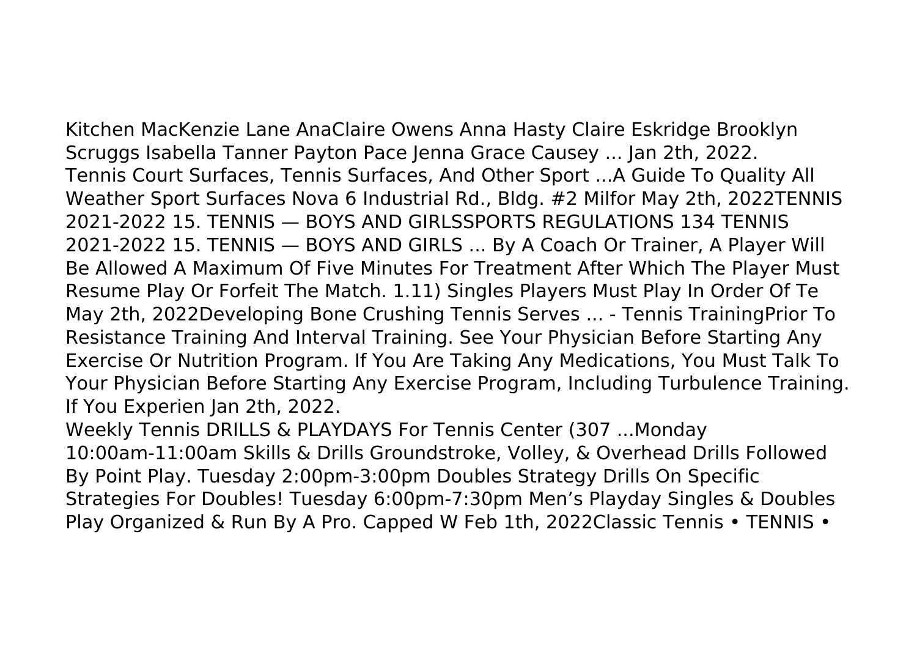Kitchen MacKenzie Lane AnaClaire Owens Anna Hasty Claire Eskridge Brooklyn Scruggs Isabella Tanner Payton Pace Jenna Grace Causey ... Jan 2th, 2022.
Tennis Court Surfaces, Tennis Surfaces, And Other Sport ...A Guide To Quality All Weather Sport Surfaces Nova 6 Industrial Rd., Bldg. #2 Milfor May 2th, 2022TENNIS 2021-2022 15. TENNIS — BOYS AND GIRLSSPORTS REGULATIONS 134 TENNIS 2021-2022 15. TENNIS — BOYS AND GIRLS ... By A Coach Or Trainer, A Player Will Be Allowed A Maximum Of Five Minutes For Treatment After Which The Player Must Resume Play Or Forfeit The Match. 1.11) Singles Players Must Play In Order Of Te May 2th, 2022Developing Bone Crushing Tennis Serves ... - Tennis TrainingPrior To Resistance Training And Interval Training. See Your Physician Before Starting Any Exercise Or Nutrition Program. If You Are Taking Any Medications, You Must Talk To Your Physician Before Starting Any Exercise Program, Including Turbulence Training. If You Experien Jan 2th, 2022.
Weekly Tennis DRILLS & PLAYDAYS For Tennis Center (307 ...Monday 10:00am-11:00am Skills & Drills Groundstroke, Volley, & Overhead Drills Followed By Point Play. Tuesday 2:00pm-3:00pm Doubles Strategy Drills On Specific Strategies For Doubles! Tuesday 6:00pm-7:30pm Men's Playday Singles & Doubles Play Organized & Run By A Pro. Capped W Feb 1th, 2022Classic Tennis • TENNIS •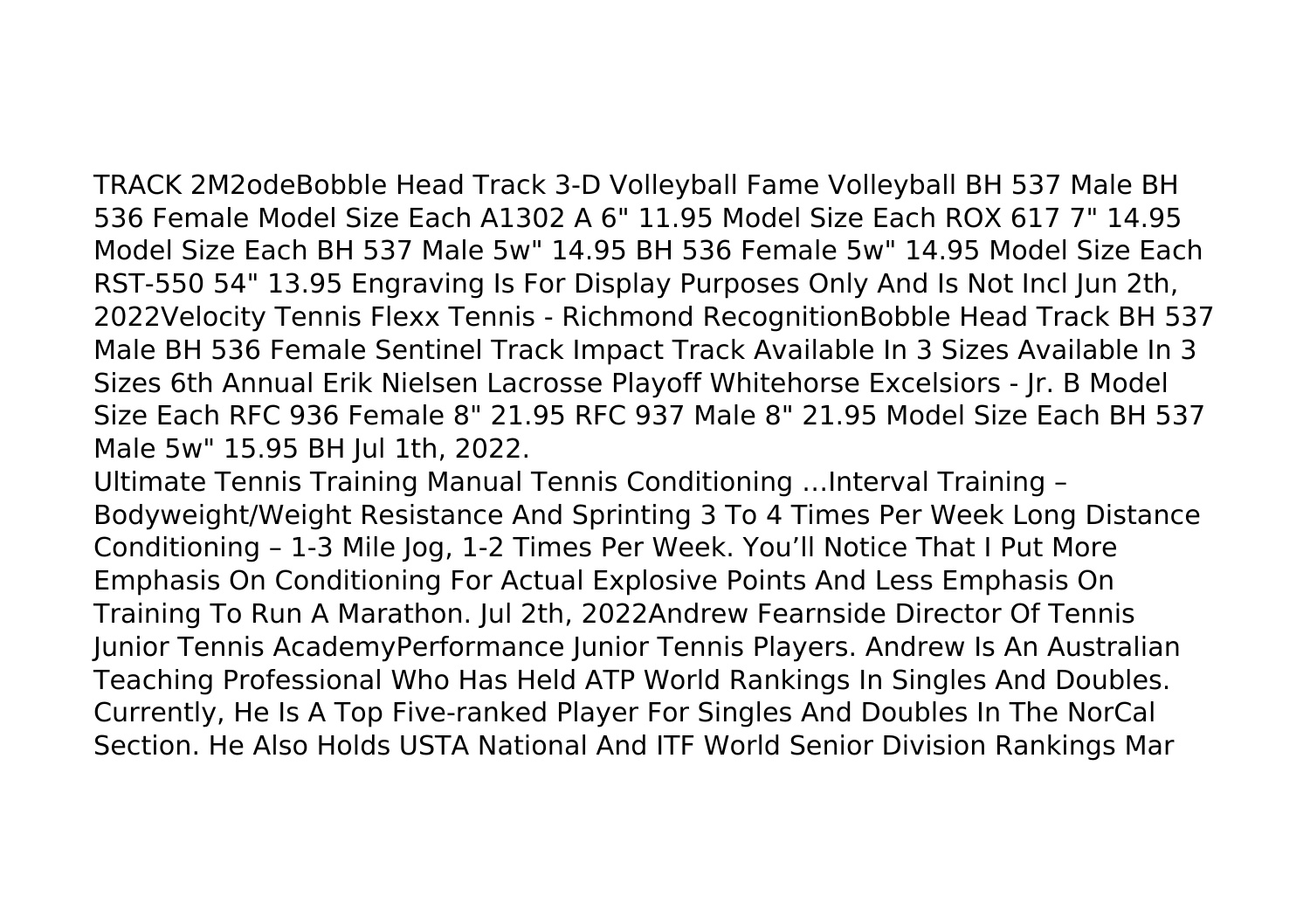TRACK 2M2odeBobble Head Track 3-D Volleyball Fame Volleyball BH 537 Male BH 536 Female Model Size Each A1302 A 6" 11.95 Model Size Each ROX 617 7" 14.95 Model Size Each BH 537 Male 5w" 14.95 BH 536 Female 5w" 14.95 Model Size Each RST-550 54" 13.95 Engraving Is For Display Purposes Only And Is Not Incl Jun 2th, 2022Velocity Tennis Flexx Tennis - Richmond RecognitionBobble Head Track BH 537 Male BH 536 Female Sentinel Track Impact Track Available In 3 Sizes Available In 3 Sizes 6th Annual Erik Nielsen Lacrosse Playoff Whitehorse Excelsiors - Jr. B Model Size Each RFC 936 Female 8" 21.95 RFC 937 Male 8" 21.95 Model Size Each BH 537 Male 5w" 15.95 BH Jul 1th, 2022.

Ultimate Tennis Training Manual Tennis Conditioning …Interval Training – Bodyweight/Weight Resistance And Sprinting 3 To 4 Times Per Week Long Distance Conditioning – 1-3 Mile Jog, 1-2 Times Per Week. You'll Notice That I Put More Emphasis On Conditioning For Actual Explosive Points And Less Emphasis On Training To Run A Marathon. Jul 2th, 2022Andrew Fearnside Director Of Tennis Junior Tennis AcademyPerformance Junior Tennis Players. Andrew Is An Australian Teaching Professional Who Has Held ATP World Rankings In Singles And Doubles. Currently, He Is A Top Five-ranked Player For Singles And Doubles In The NorCal Section. He Also Holds USTA National And ITF World Senior Division Rankings Mar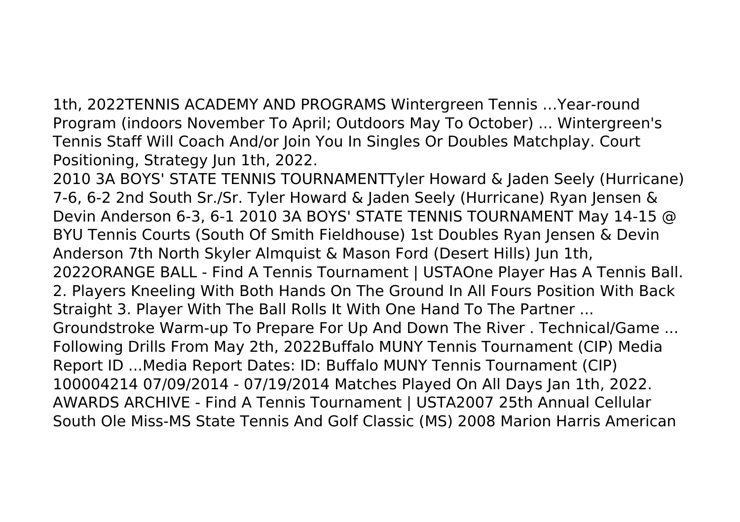1th, 2022TENNIS ACADEMY AND PROGRAMS Wintergreen Tennis …Year-round Program (indoors November To April; Outdoors May To October) ... Wintergreen's Tennis Staff Will Coach And/or Join You In Singles Or Doubles Matchplay. Court Positioning, Strategy Jun 1th, 2022.

2010 3A BOYS' STATE TENNIS TOURNAMENTTyler Howard & Jaden Seely (Hurricane) 7-6, 6-2 2nd South Sr./Sr. Tyler Howard & Jaden Seely (Hurricane) Ryan Jensen & Devin Anderson 6-3, 6-1 2010 3A BOYS' STATE TENNIS TOURNAMENT May 14-15 @ BYU Tennis Courts (South Of Smith Fieldhouse) 1st Doubles Ryan Jensen & Devin Anderson 7th North Skyler Almquist & Mason Ford (Desert Hills) Jun 1th, 2022ORANGE BALL - Find A Tennis Tournament | USTAOne Player Has A Tennis Ball. 2. Players Kneeling With Both Hands On The Ground In All Fours Position With Back Straight 3. Player With The Ball Rolls It With One Hand To The Partner ... Groundstroke Warm-up To Prepare For Up And Down The River . Technical/Game ... Following Drills From May 2th, 2022Buffalo MUNY Tennis Tournament (CIP) Media Report ID ...Media Report Dates: ID: Buffalo MUNY Tennis Tournament (CIP) 100004214 07/09/2014 - 07/19/2014 Matches Played On All Days Jan 1th, 2022.

AWARDS ARCHIVE - Find A Tennis Tournament | USTA2007 25th Annual Cellular South Ole Miss-MS State Tennis And Golf Classic (MS) 2008 Marion Harris American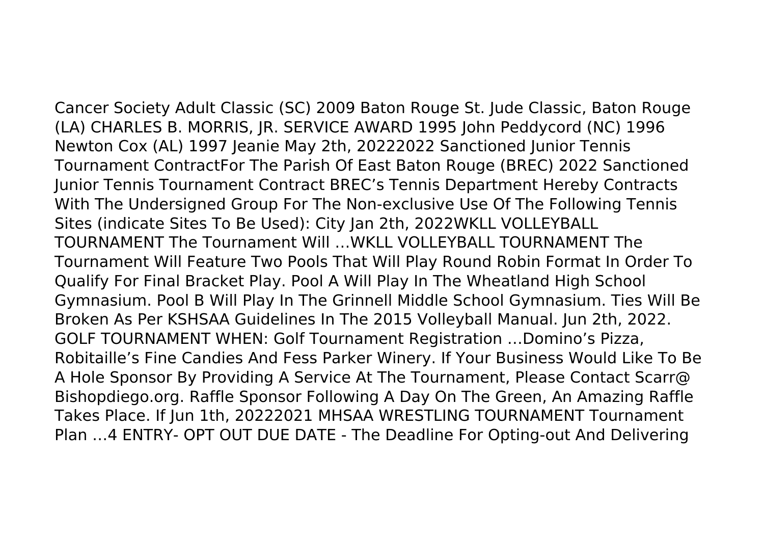Cancer Society Adult Classic (SC) 2009 Baton Rouge St. Jude Classic, Baton Rouge (LA) CHARLES B. MORRIS, JR. SERVICE AWARD 1995 John Peddycord (NC) 1996 Newton Cox (AL) 1997 Jeanie May 2th, 20222022 Sanctioned Junior Tennis Tournament ContractFor The Parish Of East Baton Rouge (BREC) 2022 Sanctioned Junior Tennis Tournament Contract BREC's Tennis Department Hereby Contracts With The Undersigned Group For The Non-exclusive Use Of The Following Tennis Sites (indicate Sites To Be Used): City Jan 2th, 2022WKLL VOLLEYBALL TOURNAMENT The Tournament Will …WKLL VOLLEYBALL TOURNAMENT The Tournament Will Feature Two Pools That Will Play Round Robin Format In Order To Qualify For Final Bracket Play. Pool A Will Play In The Wheatland High School Gymnasium. Pool B Will Play In The Grinnell Middle School Gymnasium. Ties Will Be Broken As Per KSHSAA Guidelines In The 2015 Volleyball Manual. Jun 2th, 2022.
GOLF TOURNAMENT WHEN: Golf Tournament Registration …Domino's Pizza, Robitaille's Fine Candies And Fess Parker Winery. If Your Business Would Like To Be A Hole Sponsor By Providing A Service At The Tournament, Please Contact Scarr@ Bishopdiego.org. Raffle Sponsor Following A Day On The Green, An Amazing Raffle Takes Place. If Jun 1th, 20222021 MHSAA WRESTLING TOURNAMENT Tournament Plan …4 ENTRY- OPT OUT DUE DATE - The Deadline For Opting-out And Delivering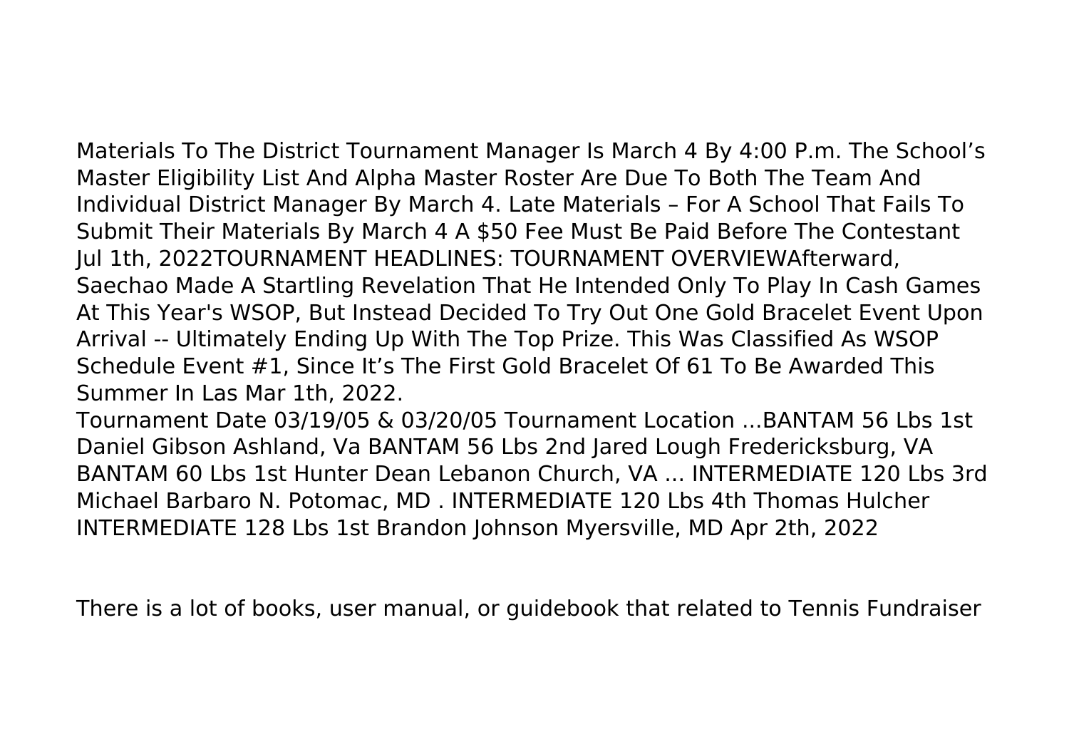Materials To The District Tournament Manager Is March 4 By 4:00 P.m. The School's Master Eligibility List And Alpha Master Roster Are Due To Both The Team And Individual District Manager By March 4. Late Materials – For A School That Fails To Submit Their Materials By March 4 A $50 Fee Must Be Paid Before The Contestant Jul 1th, 2022TOURNAMENT HEADLINES: TOURNAMENT OVERVIEWAfterward, Saechao Made A Startling Revelation That He Intended Only To Play In Cash Games At This Year's WSOP, But Instead Decided To Try Out One Gold Bracelet Event Upon Arrival -- Ultimately Ending Up With The Top Prize. This Was Classified As WSOP Schedule Event #1, Since It's The First Gold Bracelet Of 61 To Be Awarded This Summer In Las Mar 1th, 2022.

Tournament Date 03/19/05 & 03/20/05 Tournament Location ...BANTAM 56 Lbs 1st Daniel Gibson Ashland, Va BANTAM 56 Lbs 2nd Jared Lough Fredericksburg, VA BANTAM 60 Lbs 1st Hunter Dean Lebanon Church, VA ... INTERMEDIATE 120 Lbs 3rd Michael Barbaro N. Potomac, MD . INTERMEDIATE 120 Lbs 4th Thomas Hulcher INTERMEDIATE 128 Lbs 1st Brandon Johnson Myersville, MD Apr 2th, 2022

There is a lot of books, user manual, or guidebook that related to Tennis Fundraiser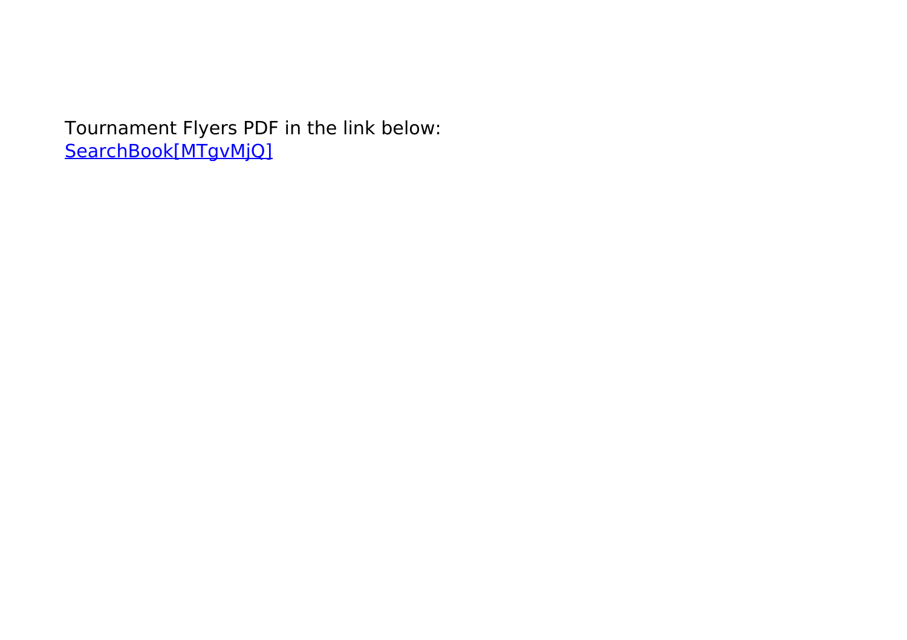Tournament Flyers PDF in the link below:
SearchBook[MTgvMjQ]